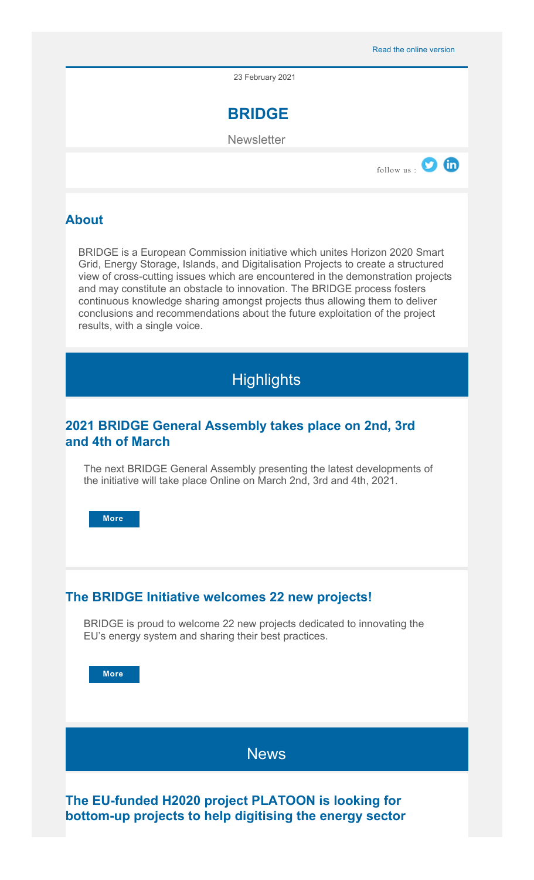Read the online version

23 February 2021

# BRIDGE

Newsletter

follow us :

## About

BRIDGE is a European Commission initiative which unites Horizon 2020 Smart Grid, Energy Storage, Islands, and Digitalisation Projects to create a structured view of cross-cutting issues which are encountered in the demonstration projects and may constitute an obstacle to innovation. The BRIDGE process fosters continuous knowledge sharing amongst projects thus allowing them to deliver conclusions and recommendations about the future exploitation of the project results, with a single voice.

## Highlights

### 2021 BRIDGE General Assembly takes place on 2nd, 3rd and 4th of March

The next BRIDGE General Assembly presenting the latest developments of the initiative will take place Online on March 2nd, 3rd and 4th, 2021.

More

### The BRIDGE Initiative welcomes 22 new projects!

BRIDGE is proud to welcome 22 new projects dedicated to innovating the EU's energy system and sharing their best practices.

More

## News

### The EU-funded H2020 project PLATOON is looking for bottom-up projects to help digitising the energy sector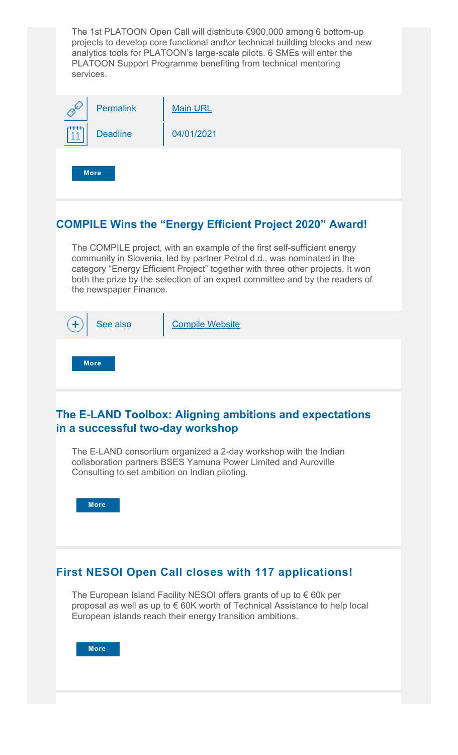The 1st PLATOON Open Call will distribute €900,000 among 6 bottom-up projects to develop core functional and\or technical building blocks and new analytics tools for PLATOON's large-scale pilots. 6 SMEs will enter the PLATOON Support Programme benefiting from technical mentoring services.

| | |
|---|---|
| Permalink | Main URL |
| Deadline | 04/01/2021 |

More

## COMPILE Wins the "Energy Efficient Project 2020" Award!

The COMPILE project, with an example of the first self-sufficient energy community in Slovenia, led by partner Petrol d.d., was nominated in the category "Energy Efficient Project" together with three other projects. It won both the prize by the selection of an expert committee and by the readers of the newspaper Finance.

| | |
|---|---|
| See also | Compile Website |

More

## The E-LAND Toolbox: Aligning ambitions and expectations in a successful two-day workshop

The E-LAND consortium organized a 2-day workshop with the Indian collaboration partners BSES Yamuna Power Limited and Auroville Consulting to set ambition on Indian piloting.

More

## First NESOI Open Call closes with 117 applications!

The European Island Facility NESOI offers grants of up to € 60k per proposal as well as up to € 60K worth of Technical Assistance to help local European islands reach their energy transition ambitions.

More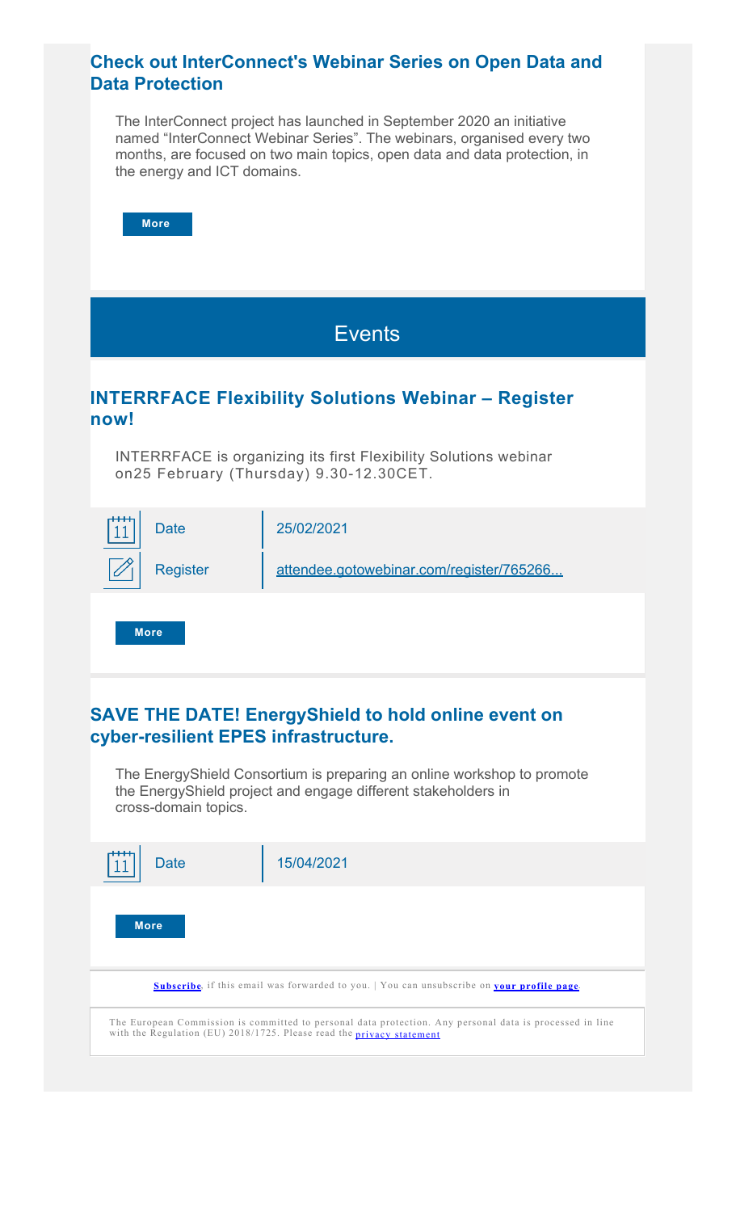## Check out InterConnect's Webinar Series on Open Data and Data Protection

The InterConnect project has launched in September 2020 an initiative named “InterConnect Webinar Series”. The webinars, organised every two months, are focused on two main topics, open data and data protection, in the energy and ICT domains.

**More**

# Events

## INTERRFACE Flexibility Solutions Webinar – Register now!

INTERRFACE is organizing its first Flexibility Solutions webinar on25 February (Thursday) 9.30-12.30CET.

| | |
|---|---|
| Date | 25/02/2021 |
| Register | attendee.gotowebinar.com/register/765266... |

**More**

## SAVE THE DATE! EnergyShield to hold online event on cyber-resilient EPES infrastructure.

The EnergyShield Consortium is preparing an online workshop to promote the EnergyShield project and engage different stakeholders in cross-domain topics.

| | |
|---|---|
| Date | 15/04/2021 |

**More**

**Subscribe**, if this email was forwarded to you. | You can unsubscribe on **your profile page**.

The European Commission is committed to personal data protection. Any personal data is processed in line with the Regulation (EU) 2018/1725. Please read the privacy statement